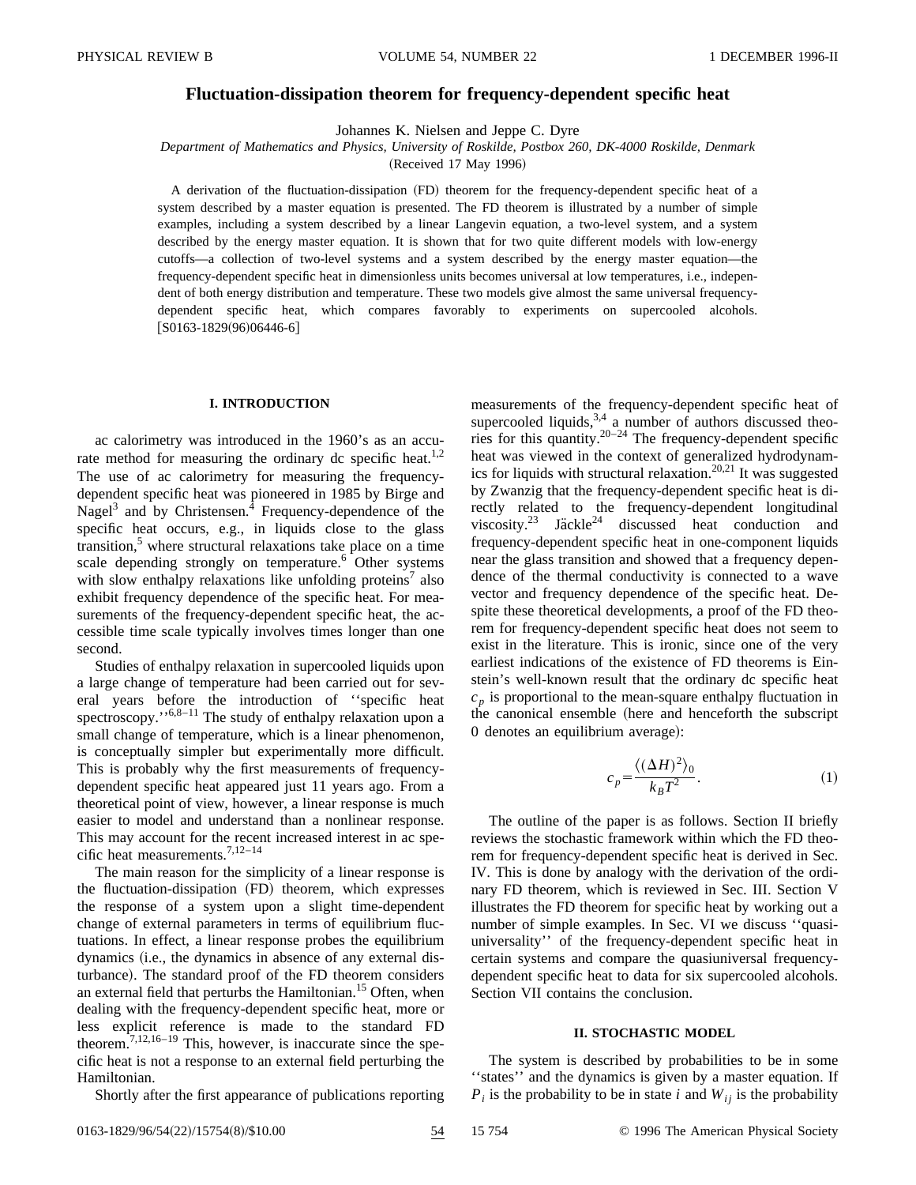# Fluctuation-dissipation theorem for frequency-dependent specific heat

Johannes K. Nielsen and Jeppe C. Dyre

*Department of Mathematics and Physics, University of Roskilde, Postbox 260, DK-4000 Roskilde, Denmark*

(Received 17 May 1996)

A derivation of the fluctuation-dissipation (FD) theorem for the frequency-dependent specific heat of a system described by a master equation is presented. The FD theorem is illustrated by a number of simple examples, including a system described by a linear Langevin equation, a two-level system, and a system described by the energy master equation. It is shown that for two quite different models with low-energy cutoffs—a collection of two-level systems and a system described by the energy master equation—the frequency-dependent specific heat in dimensionless units becomes universal at low temperatures, i.e., independent of both energy distribution and temperature. These two models give almost the same universal frequency-dependent specific heat, which compares favorably to experiments on supercooled alcohols. [S0163-1829(96)06446-6]

## I. INTRODUCTION

ac calorimetry was introduced in the 1960's as an accurate method for measuring the ordinary dc specific heat.[1,2] The use of ac calorimetry for measuring the frequency-dependent specific heat was pioneered in 1985 by Birge and Nagel[3] and by Christensen.[4] Frequency-dependence of the specific heat occurs, e.g., in liquids close to the glass transition,[5] where structural relaxations take place on a time scale depending strongly on temperature.[6] Other systems with slow enthalpy relaxations like unfolding proteins[7] also exhibit frequency dependence of the specific heat. For measurements of the frequency-dependent specific heat, the accessible time scale typically involves times longer than one second.

Studies of enthalpy relaxation in supercooled liquids upon a large change of temperature had been carried out for several years before the introduction of ''specific heat spectroscopy.''[6,8–11] The study of enthalpy relaxation upon a small change of temperature, which is a linear phenomenon, is conceptually simpler but experimentally more difficult. This is probably why the first measurements of frequency-dependent specific heat appeared just 11 years ago. From a theoretical point of view, however, a linear response is much easier to model and understand than a nonlinear response. This may account for the recent increased interest in ac specific heat measurements.[7,12–14]

The main reason for the simplicity of a linear response is the fluctuation-dissipation (FD) theorem, which expresses the response of a system upon a slight time-dependent change of external parameters in terms of equilibrium fluctuations. In effect, a linear response probes the equilibrium dynamics (i.e., the dynamics in absence of any external disturbance). The standard proof of the FD theorem considers an external field that perturbs the Hamiltonian.[15] Often, when dealing with the frequency-dependent specific heat, more or less explicit reference is made to the standard FD theorem.[7,12,16–19] This, however, is inaccurate since the specific heat is not a response to an external field perturbing the Hamiltonian.

Shortly after the first appearance of publications reporting measurements of the frequency-dependent specific heat of supercooled liquids,[3,4] a number of authors discussed theories for this quantity.[20–24] The frequency-dependent specific heat was viewed in the context of generalized hydrodynamics for liquids with structural relaxation.[20,21] It was suggested by Zwanzig that the frequency-dependent specific heat is directly related to the frequency-dependent longitudinal viscosity.[23] Jäckle[24] discussed heat conduction and frequency-dependent specific heat in one-component liquids near the glass transition and showed that a frequency dependence of the thermal conductivity is connected to a wave vector and frequency dependence of the specific heat. Despite these theoretical developments, a proof of the FD theorem for frequency-dependent specific heat does not seem to exist in the literature. This is ironic, since one of the very earliest indications of the existence of FD theorems is Einstein's well-known result that the ordinary dc specific heat $c_p$ is proportional to the mean-square enthalpy fluctuation in the canonical ensemble (here and henceforth the subscript 0 denotes an equilibrium average):

$$c_p = \frac{\langle (\Delta H)^2 \rangle_0}{k_B T^2}. \tag{1}$$

The outline of the paper is as follows. Section II briefly reviews the stochastic framework within which the FD theorem for frequency-dependent specific heat is derived in Sec. IV. This is done by analogy with the derivation of the ordinary FD theorem, which is reviewed in Sec. III. Section V illustrates the FD theorem for specific heat by working out a number of simple examples. In Sec. VI we discuss ''quasiuniversality'' of the frequency-dependent specific heat in certain systems and compare the quasiuniversal frequency-dependent specific heat to data for six supercooled alcohols. Section VII contains the conclusion.

## II. STOCHASTIC MODEL

The system is described by probabilities to be in some ''states'' and the dynamics is given by a master equation. If $P_i$ is the probability to be in state $i$ and $W_{ij}$ is the probability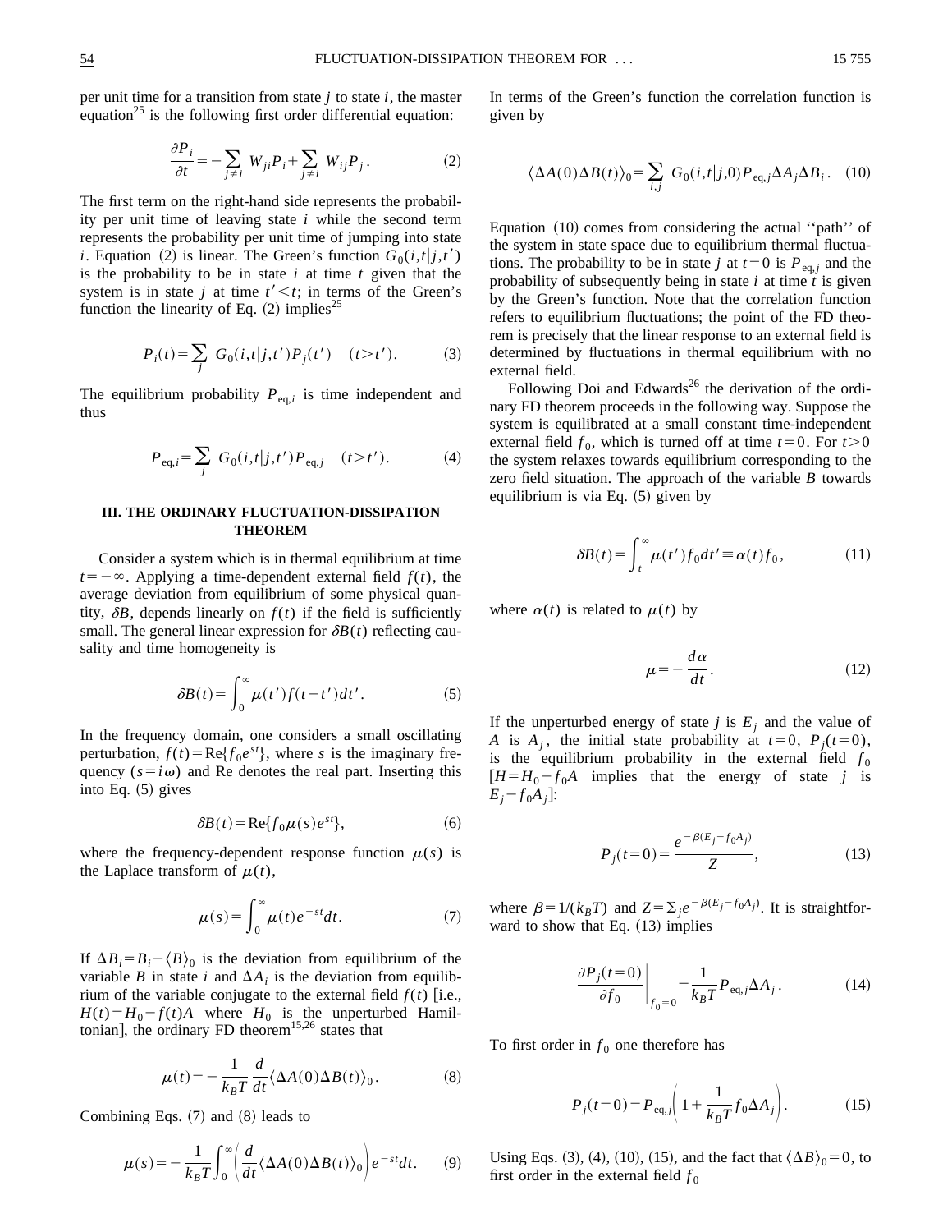per unit time for a transition from state $j$ to state $i$, the master equation[25] is the following first order differential equation:

$$\frac{\partial P_i}{\partial t} = -\sum_{j \neq i} W_{ji} P_i + \sum_{j \neq i} W_{ij} P_j . \tag{2}$$

The first term on the right-hand side represents the probability per unit time of leaving state $i$ while the second term represents the probability per unit time of jumping into state $i$. Equation (2) is linear. The Green's function $G_0(i,t|j,t')$ is the probability to be in state $i$ at time $t$ given that the system is in state $j$ at time $t' < t$; in terms of the Green's function the linearity of Eq. (2) implies[25]

$$P_i(t) = \sum_j G_0(i,t|j,t') P_j(t') \quad (t > t'). \tag{3}$$

The equilibrium probability $P_{\mathrm{eq},i}$ is time independent and thus

$$P_{\mathrm{eq},i} = \sum_j G_0(i,t|j,t') P_{\mathrm{eq},j} \quad (t > t'). \tag{4}$$

## III. THE ORDINARY FLUCTUATION-DISSIPATION THEOREM

Consider a system which is in thermal equilibrium at time $t = -\infty$. Applying a time-dependent external field $f(t)$, the average deviation from equilibrium of some physical quantity, $\delta B$, depends linearly on $f(t)$ if the field is sufficiently small. The general linear expression for $\delta B(t)$ reflecting causality and time homogeneity is

$$\delta B(t) = \int_0^\infty \mu(t') f(t-t') dt'. \tag{5}$$

In the frequency domain, one considers a small oscillating perturbation, $f(t) = \mathrm{Re}\{f_0 e^{st}\}$, where $s$ is the imaginary frequency ($s = i\omega$) and Re denotes the real part. Inserting this into Eq. (5) gives

$$\delta B(t) = \mathrm{Re}\{f_0 \mu(s) e^{st}\}, \tag{6}$$

where the frequency-dependent response function $\mu(s)$ is the Laplace transform of $\mu(t)$,

$$\mu(s) = \int_0^\infty \mu(t) e^{-st} dt. \tag{7}$$

If $\Delta B_i = B_i - \langle B \rangle_0$ is the deviation from equilibrium of the variable $B$ in state $i$ and $\Delta A_i$ is the deviation from equilibrium of the variable conjugate to the external field $f(t)$ [i.e., $H(t) = H_0 - f(t)A$ where $H_0$ is the unperturbed Hamiltonian], the ordinary FD theorem[15,26] states that

$$\mu(t) = -\frac{1}{k_B T} \frac{d}{dt} \langle \Delta A(0) \Delta B(t) \rangle_0 . \tag{8}$$

Combining Eqs. (7) and (8) leads to

$$\mu(s) = -\frac{1}{k_B T} \int_0^\infty \left( \frac{d}{dt} \langle \Delta A(0) \Delta B(t) \rangle_0 \right) e^{-st} dt. \tag{9}$$

In terms of the Green's function the correlation function is given by

$$\langle \Delta A(0) \Delta B(t) \rangle_0 = \sum_{i,j} G_0(i,t|j,0) P_{\mathrm{eq},j} \Delta A_j \Delta B_i . \tag{10}$$

Equation (10) comes from considering the actual "path" of the system in state space due to equilibrium thermal fluctuations. The probability to be in state $j$ at $t=0$ is $P_{\mathrm{eq},j}$ and the probability of subsequently being in state $i$ at time $t$ is given by the Green's function. Note that the correlation function refers to equilibrium fluctuations; the point of the FD theorem is precisely that the linear response to an external field is determined by fluctuations in thermal equilibrium with no external field.

Following Doi and Edwards[26] the derivation of the ordinary FD theorem proceeds in the following way. Suppose the system is equilibrated at a small constant time-independent external field $f_0$, which is turned off at time $t=0$. For $t > 0$ the system relaxes towards equilibrium corresponding to the zero field situation. The approach of the variable $B$ towards equilibrium is via Eq. (5) given by

$$\delta B(t) = \int_t^\infty \mu(t') f_0 dt' \equiv \alpha(t) f_0 , \tag{11}$$

where $\alpha(t)$ is related to $\mu(t)$ by

$$\mu = -\frac{d\alpha}{dt}. \tag{12}$$

If the unperturbed energy of state $j$ is $E_j$ and the value of $A$ is $A_j$, the initial state probability at $t=0$, $P_j(t=0)$, is the equilibrium probability in the external field $f_0$ [$H = H_0 - f_0 A$ implies that the energy of state $j$ is $E_j - f_0 A_j$]:

$$P_j(t=0) = \frac{e^{-\beta(E_j - f_0 A_j)}}{Z}, \tag{13}$$

where $\beta = 1/(k_B T)$ and $Z = \sum_j e^{-\beta(E_j - f_0 A_j)}$. It is straightforward to show that Eq. (13) implies

$$\left. \frac{\partial P_j(t=0)}{\partial f_0} \right|_{f_0=0} = \frac{1}{k_B T} P_{\mathrm{eq},j} \Delta A_j . \tag{14}$$

To first order in $f_0$ one therefore has

$$P_j(t=0) = P_{\mathrm{eq},j} \left( 1 + \frac{1}{k_B T} f_0 \Delta A_j \right). \tag{15}$$

Using Eqs. (3), (4), (10), (15), and the fact that $\langle \Delta B \rangle_0 = 0$, to first order in the external field $f_0$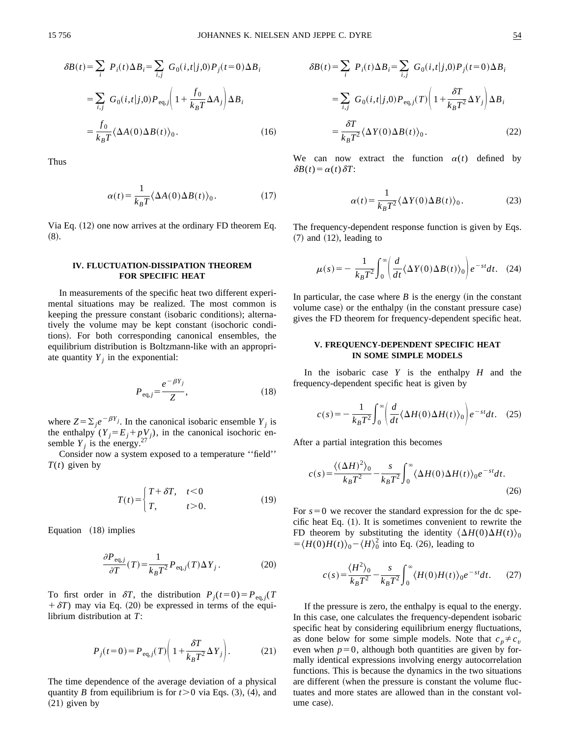$$\delta B(t)=\sum_i P_i(t)\Delta B_i=\sum_{i,j} G_0(i,t|j,0)P_j(t=0)\Delta B_i$$

$$=\sum_{i,j} G_0(i,t|j,0)P_{\mathrm{eq},j}\left(1+\frac{f_0}{k_BT}\Delta A_j\right)\Delta B_i$$

$$=\frac{f_0}{k_BT}\langle \Delta A(0)\Delta B(t)\rangle_0 . \tag{16}$$

Thus

$$\alpha(t)=\frac{1}{k_BT}\langle \Delta A(0)\Delta B(t)\rangle_0 . \tag{17}$$

Via Eq. (12) one now arrives at the ordinary FD theorem Eq. (8).

## IV. FLUCTUATION-DISSIPATION THEOREM FOR SPECIFIC HEAT

In measurements of the specific heat two different experimental situations may be realized. The most common is keeping the pressure constant (isobaric conditions); alternatively the volume may be kept constant (isochoric conditions). For both corresponding canonical ensembles, the equilibrium distribution is Boltzmann-like with an appropriate quantity $Y_j$ in the exponential:

$$P_{\mathrm{eq},j}=\frac{e^{-\beta Y_j}}{Z}, \tag{18}$$

where $Z=\sum_j e^{-\beta Y_j}$. In the canonical isobaric ensemble $Y_j$ is the enthalpy ($Y_j=E_j+pV_j$), in the canonical isochoric ensemble $Y_j$ is the energy.[27]

Consider now a system exposed to a temperature "field" $T(t)$ given by

$$T(t)=\begin{cases} T+\delta T, & t<0\\ T, & t>0. \end{cases} \tag{19}$$

Equation (18) implies

$$\frac{\partial P_{\mathrm{eq},j}}{\partial T}(T)=\frac{1}{k_BT^2}P_{\mathrm{eq},j}(T)\Delta Y_j . \tag{20}$$

To first order in $\delta T$, the distribution $P_j(t=0)=P_{\mathrm{eq},j}(T+\delta T)$ may via Eq. (20) be expressed in terms of the equilibrium distribution at $T$:

$$P_j(t=0)=P_{\mathrm{eq},j}(T)\left(1+\frac{\delta T}{k_BT^2}\Delta Y_j\right). \tag{21}$$

The time dependence of the average deviation of a physical quantity $B$ from equilibrium is for $t>0$ via Eqs. (3), (4), and (21) given by

$$\delta B(t)=\sum_i P_i(t)\Delta B_i=\sum_{i,j} G_0(i,t|j,0)P_j(t=0)\Delta B_i$$

$$=\sum_{i,j} G_0(i,t|j,0)P_{\mathrm{eq},j}(T)\left(1+\frac{\delta T}{k_BT^2}\Delta Y_j\right)\Delta B_i$$

$$=\frac{\delta T}{k_BT^2}\langle \Delta Y(0)\Delta B(t)\rangle_0 . \tag{22}$$

We can now extract the function $\alpha(t)$ defined by $\delta B(t)=\alpha(t)\delta T$:

$$\alpha(t)=\frac{1}{k_BT^2}\langle \Delta Y(0)\Delta B(t)\rangle_0 . \tag{23}$$

The frequency-dependent response function is given by Eqs. (7) and (12), leading to

$$\mu(s)=-\frac{1}{k_BT^2}\int_0^\infty\left(\frac{d}{dt}\langle \Delta Y(0)\Delta B(t)\rangle_0\right)e^{-st}dt. \tag{24}$$

In particular, the case where $B$ is the energy (in the constant volume case) or the enthalpy (in the constant pressure case) gives the FD theorem for frequency-dependent specific heat.

## V. FREQUENCY-DEPENDENT SPECIFIC HEAT IN SOME SIMPLE MODELS

In the isobaric case $Y$ is the enthalpy $H$ and the frequency-dependent specific heat is given by

$$c(s)=-\frac{1}{k_BT^2}\int_0^\infty\left(\frac{d}{dt}\langle \Delta H(0)\Delta H(t)\rangle_0\right)e^{-st}dt. \tag{25}$$

After a partial integration this becomes

$$c(s)=\frac{\langle(\Delta H)^2\rangle_0}{k_BT^2}-\frac{s}{k_BT^2}\int_0^\infty\langle \Delta H(0)\Delta H(t)\rangle_0 e^{-st}dt. \tag{26}$$

For $s=0$ we recover the standard expression for the dc specific heat Eq. (1). It is sometimes convenient to rewrite the FD theorem by substituting the identity $\langle \Delta H(0)\Delta H(t)\rangle_0=\langle H(0)H(t)\rangle_0-\langle H\rangle_0^2$ into Eq. (26), leading to

$$c(s)=\frac{\langle H^2\rangle_0}{k_BT^2}-\frac{s}{k_BT^2}\int_0^\infty\langle H(0)H(t)\rangle_0 e^{-st}dt. \tag{27}$$

If the pressure is zero, the enthalpy is equal to the energy. In this case, one calculates the frequency-dependent isobaric specific heat by considering equilibrium energy fluctuations, as done below for some simple models. Note that $c_p\neq c_v$ even when $p=0$, although both quantities are given by formally identical expressions involving energy autocorrelation functions. This is because the dynamics in the two situations are different (when the pressure is constant the volume fluctuates and more states are allowed than in the constant volume case).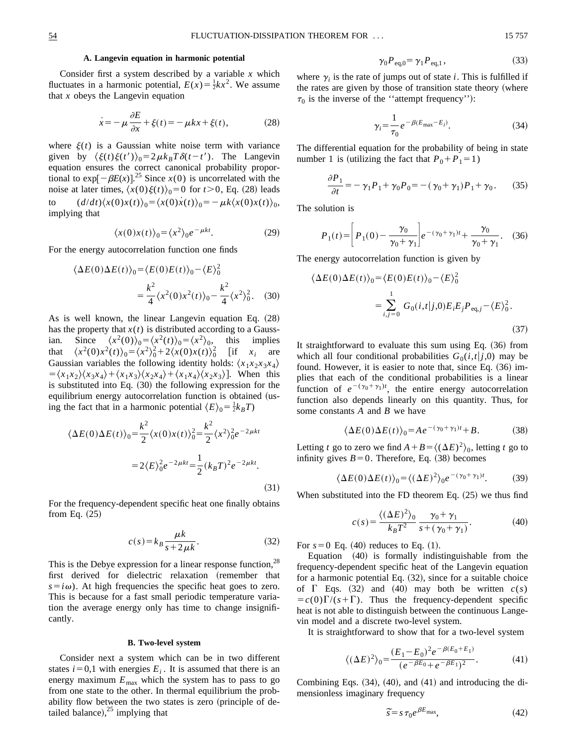### A. Langevin equation in harmonic potential

Consider first a system described by a variable $x$ which fluctuates in a harmonic potential, $E(x)=\frac{1}{2}kx^2$. We assume that $x$ obeys the Langevin equation

$$\dot{x}=-\mu\frac{\partial E}{\partial x}+\xi(t)=-\mu kx+\xi(t), \tag{28}$$

where $\xi(t)$ is a Gaussian white noise term with variance given by $\langle\xi(t)\xi(t')\rangle_0=2\mu k_BT\delta(t-t')$. The Langevin equation ensures the correct canonical probability proportional to $\exp[-\beta E(x)]$.[25] Since $x(0)$ is uncorrelated with the noise at later times, $\langle x(0)\xi(t)\rangle_0=0$ for $t>0$, Eq. (28) leads to $(d/dt)\langle x(0)x(t)\rangle_0=\langle x(0)\dot{x}(t)\rangle_0=-\mu k\langle x(0)x(t)\rangle_0$, implying that

$$\langle x(0)x(t)\rangle_0=\langle x^2\rangle_0 e^{-\mu kt}. \tag{29}$$

For the energy autocorrelation function one finds

$$\begin{aligned}\langle\Delta E(0)\Delta E(t)\rangle_0&=\langle E(0)E(t)\rangle_0-\langle E\rangle_0^2\\&=\frac{k^2}{4}\langle x^2(0)x^2(t)\rangle_0-\frac{k^2}{4}\langle x^2\rangle_0^2.\end{aligned} \tag{30}$$

As is well known, the linear Langevin equation Eq. (28) has the property that $x(t)$ is distributed according to a Gaussian. Since $\langle x^2(0)\rangle_0=\langle x^2(t)\rangle_0=\langle x^2\rangle_0$, this implies that $\langle x^2(0)x^2(t)\rangle_0=\langle x^2\rangle_0^2+2\langle x(0)x(t)\rangle_0^2$ [if $x_i$ are Gaussian variables the following identity holds: $\langle x_1x_2x_3x_4\rangle=\langle x_1x_2\rangle\langle x_3x_4\rangle+\langle x_1x_3\rangle\langle x_2x_4\rangle+\langle x_1x_4\rangle\langle x_2x_3\rangle$]. When this is substituted into Eq. (30) the following expression for the equilibrium energy autocorrelation function is obtained (using the fact that in a harmonic potential $\langle E\rangle_0=\frac{1}{2}k_BT$)

$$\begin{aligned}\langle\Delta E(0)\Delta E(t)\rangle_0&=\frac{k^2}{2}\langle x(0)x(t)\rangle_0^2=\frac{k^2}{2}\langle x^2\rangle_0^2e^{-2\mu kt}\\&=2\langle E\rangle_0^2e^{-2\mu kt}=\frac{1}{2}(k_BT)^2e^{-2\mu kt}.\end{aligned} \tag{31}$$

For the frequency-dependent specific heat one finally obtains from Eq. (25)

$$c(s)=k_B\frac{\mu k}{s+2\mu k}. \tag{32}$$

This is the Debye expression for a linear response function,[28] first derived for dielectric relaxation (remember that $s=i\omega$). At high frequencies the specific heat goes to zero. This is because for a fast small periodic temperature variation the average energy only has time to change insignificantly.

### B. Two-level system

Consider next a system which can be in two different states $i=0,1$ with energies $E_i$. It is assumed that there is an energy maximum $E_{\max}$ which the system has to pass to go from one state to the other. In thermal equilibrium the probability flow between the two states is zero (principle of detailed balance),[25] implying that

$$\gamma_0P_{\mathrm{eq},0}=\gamma_1P_{\mathrm{eq},1}, \tag{33}$$

where $\gamma_i$ is the rate of jumps out of state $i$. This is fulfilled if the rates are given by those of transition state theory (where $\tau_0$ is the inverse of the "attempt frequency"):

$$\gamma_i=\frac{1}{\tau_0}e^{-\beta(E_{\max}-E_i)}. \tag{34}$$

The differential equation for the probability of being in state number 1 is (utilizing the fact that $P_0+P_1=1$)

$$\frac{\partial P_1}{\partial t}=-\gamma_1P_1+\gamma_0P_0=-(\gamma_0+\gamma_1)P_1+\gamma_0. \tag{35}$$

The solution is

$$P_1(t)=\left[P_1(0)-\frac{\gamma_0}{\gamma_0+\gamma_1}\right]e^{-(\gamma_0+\gamma_1)t}+\frac{\gamma_0}{\gamma_0+\gamma_1}. \tag{36}$$

The energy autocorrelation function is given by

$$\begin{aligned}\langle\Delta E(0)\Delta E(t)\rangle_0&=\langle E(0)E(t)\rangle_0-\langle E\rangle_0^2\\&=\sum_{i,j=0}^{1}G_0(i,t|j,0)E_iE_jP_{\mathrm{eq},j}-\langle E\rangle_0^2.\end{aligned} \tag{37}$$

It straightforward to evaluate this sum using Eq. (36) from which all four conditional probabilities $G_0(i,t|j,0)$ may be found. However, it is easier to note that, since Eq. (36) implies that each of the conditional probabilities is a linear function of $e^{-(\gamma_0+\gamma_1)t}$, the entire energy autocorrelation function also depends linearly on this quantity. Thus, for some constants $A$ and $B$ we have

$$\langle\Delta E(0)\Delta E(t)\rangle_0=Ae^{-(\gamma_0+\gamma_1)t}+B. \tag{38}$$

Letting $t$ go to zero we find $A+B=\langle(\Delta E)^2\rangle_0$, letting $t$ go to infinity gives $B=0$. Therefore, Eq. (38) becomes

$$\langle\Delta E(0)\Delta E(t)\rangle_0=\langle(\Delta E)^2\rangle_0e^{-(\gamma_0+\gamma_1)t}. \tag{39}$$

When substituted into the FD theorem Eq. (25) we thus find

$$c(s)=\frac{\langle(\Delta E)^2\rangle_0}{k_BT^2}\frac{\gamma_0+\gamma_1}{s+(\gamma_0+\gamma_1)}. \tag{40}$$

For $s=0$ Eq. (40) reduces to Eq. (1).

Equation (40) is formally indistinguishable from the frequency-dependent specific heat of the Langevin equation for a harmonic potential Eq. (32), since for a suitable choice of $\Gamma$ Eqs. (32) and (40) may both be written $c(s)=c(0)\Gamma/(s+\Gamma)$. Thus the frequency-dependent specific heat is not able to distinguish between the continuous Langevin model and a discrete two-level system.

It is straightforward to show that for a two-level system

$$\langle(\Delta E)^2\rangle_0=\frac{(E_1-E_0)^2e^{-\beta(E_0+E_1)}}{(e^{-\beta E_0}+e^{-\beta E_1})^2}. \tag{41}$$

Combining Eqs. (34), (40), and (41) and introducing the dimensionless imaginary frequency

$$\tilde{s}=s\tau_0e^{\beta E_{\max}}, \tag{42}$$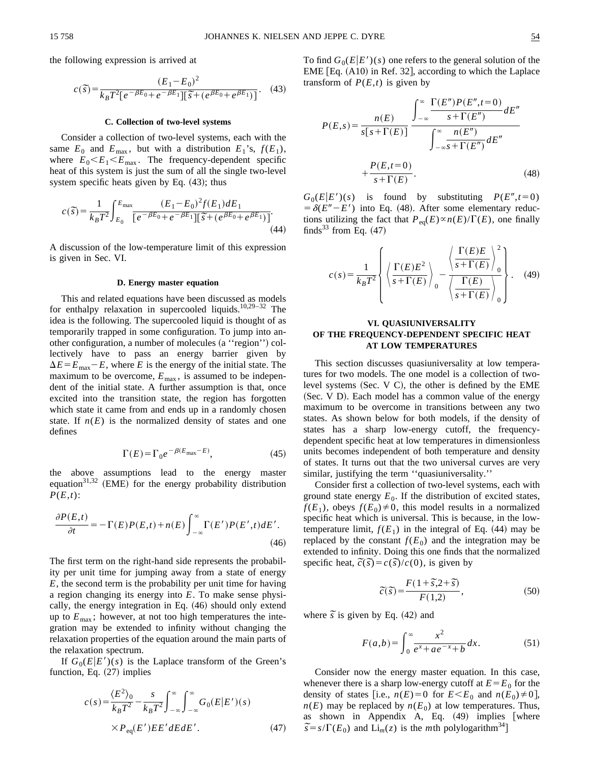the following expression is arrived at

$$c(\tilde{s}) = \frac{(E_1 - E_0)^2}{k_B T^2 [e^{-\beta E_0} + e^{-\beta E_1}][\tilde{s} + (e^{\beta E_0} + e^{\beta E_1})]}. \quad (43)$$

### C. Collection of two-level systems

Consider a collection of two-level systems, each with the same $E_0$ and $E_{\max}$, but with a distribution $E_1$'s, $f(E_1)$, where $E_0 < E_1 < E_{\max}$. The frequency-dependent specific heat of this system is just the sum of all the single two-level system specific heats given by Eq. (43); thus

$$c(\tilde{s}) = \frac{1}{k_B T^2} \int_{E_0}^{E_{\max}} \frac{(E_1 - E_0)^2 f(E_1) dE_1}{[e^{-\beta E_0} + e^{-\beta E_1}][\tilde{s} + (e^{\beta E_0} + e^{\beta E_1})]}. \quad (44)$$

A discussion of the low-temperature limit of this expression is given in Sec. VI.

### D. Energy master equation

This and related equations have been discussed as models for enthalpy relaxation in supercooled liquids.[10,29–32] The idea is the following. The supercooled liquid is thought of as temporarily trapped in some configuration. To jump into another configuration, a number of molecules (a ''region'') collectively have to pass an energy barrier given by $\Delta E = E_{\max} - E$, where $E$ is the energy of the initial state. The maximum to be overcome, $E_{\max}$, is assumed to be independent of the initial state. A further assumption is that, once excited into the transition state, the region has forgotten which state it came from and ends up in a randomly chosen state. If $n(E)$ is the normalized density of states and one defines

$$\Gamma(E) = \Gamma_0 e^{-\beta(E_{\max} - E)}, \quad (45)$$

the above assumptions lead to the energy master equation[31,32] (EME) for the energy probability distribution $P(E,t)$:

$$\frac{\partial P(E,t)}{\partial t} = -\Gamma(E) P(E,t) + n(E) \int_{-\infty}^{\infty} \Gamma(E') P(E',t) dE'. \quad (46)$$

The first term on the right-hand side represents the probability per unit time for jumping away from a state of energy $E$, the second term is the probability per unit time for having a region changing its energy into $E$. To make sense physically, the energy integration in Eq. (46) should only extend up to $E_{\max}$; however, at not too high temperatures the integration may be extended to infinity without changing the relaxation properties of the equation around the main parts of the relaxation spectrum.

If $G_0(E|E')(s)$ is the Laplace transform of the Green's function, Eq. (27) implies

$$c(s) = \frac{\langle E^2 \rangle_0}{k_B T^2} - \frac{s}{k_B T^2} \int_{-\infty}^{\infty} \int_{-\infty}^{\infty} G_0(E|E')(s) \times P_{\text{eq}}(E') E E' dE dE'. \quad (47)$$

To find $G_0(E|E')(s)$ one refers to the general solution of the EME [Eq. (A10) in Ref. 32], according to which the Laplace transform of $P(E,t)$ is given by

$$P(E,s) = \frac{n(E)}{s[s + \Gamma(E)]} \frac{\displaystyle\int_{-\infty}^{\infty} \frac{\Gamma(E'') P(E'', t=0)}{s + \Gamma(E'')} dE''}{\displaystyle\int_{-\infty}^{\infty} \frac{n(E'')}{s + \Gamma(E'')} dE''} + \frac{P(E, t=0)}{s + \Gamma(E)}. \quad (48)$$

$G_0(E|E')(s)$ is found by substituting $P(E'', t=0) = \delta(E'' - E')$ into Eq. (48). After some elementary reductions utilizing the fact that $P_{\text{eq}}(E) \propto n(E)/\Gamma(E)$, one finally finds[33] from Eq. (47)

$$c(s) = \frac{1}{k_B T^2} \left\{ \left\langle \frac{\Gamma(E) E^2}{s + \Gamma(E)} \right\rangle_0 - \frac{\left\langle \dfrac{\Gamma(E) E}{s + \Gamma(E)} \right\rangle_0^2}{\left\langle \dfrac{\Gamma(E)}{s + \Gamma(E)} \right\rangle_0} \right\}. \quad (49)$$

## VI. QUASIUNIVERSALITY OF THE FREQUENCY-DEPENDENT SPECIFIC HEAT AT LOW TEMPERATURES

This section discusses quasiuniversality at low temperatures for two models. The one model is a collection of two-level systems (Sec. V C), the other is defined by the EME (Sec. V D). Each model has a common value of the energy maximum to be overcome in transitions between any two states. As shown below for both models, if the density of states has a sharp low-energy cutoff, the frequency-dependent specific heat at low temperatures in dimensionless units becomes independent of both temperature and density of states. It turns out that the two universal curves are very similar, justifying the term ''quasiuniversality.''

Consider first a collection of two-level systems, each with ground state energy $E_0$. If the distribution of excited states, $f(E_1)$, obeys $f(E_0) \neq 0$, this model results in a normalized specific heat which is universal. This is because, in the low-temperature limit, $f(E_1)$ in the integral of Eq. (44) may be replaced by the constant $f(E_0)$ and the integration may be extended to infinity. Doing this one finds that the normalized specific heat, $\tilde{c}(\tilde{s}) = c(\tilde{s})/c(0)$, is given by

$$\tilde{c}(\tilde{s}) = \frac{F(1 + \tilde{s}, 2 + \tilde{s})}{F(1,2)}, \quad (50)$$

where $\tilde{s}$ is given by Eq. (42) and

$$F(a,b) = \int_0^{\infty} \frac{x^2}{e^x + a e^{-x} + b} dx. \quad (51)$$

Consider now the energy master equation. In this case, whenever there is a sharp low-energy cutoff at $E = E_0$ for the density of states [i.e., $n(E) = 0$ for $E < E_0$ and $n(E_0) \neq 0$], $n(E)$ may be replaced by $n(E_0)$ at low temperatures. Thus, as shown in Appendix A, Eq. (49) implies [where $\tilde{s} = s/\Gamma(E_0)$ and $\text{Li}_m(z)$ is the $m$th polylogarithm[34]]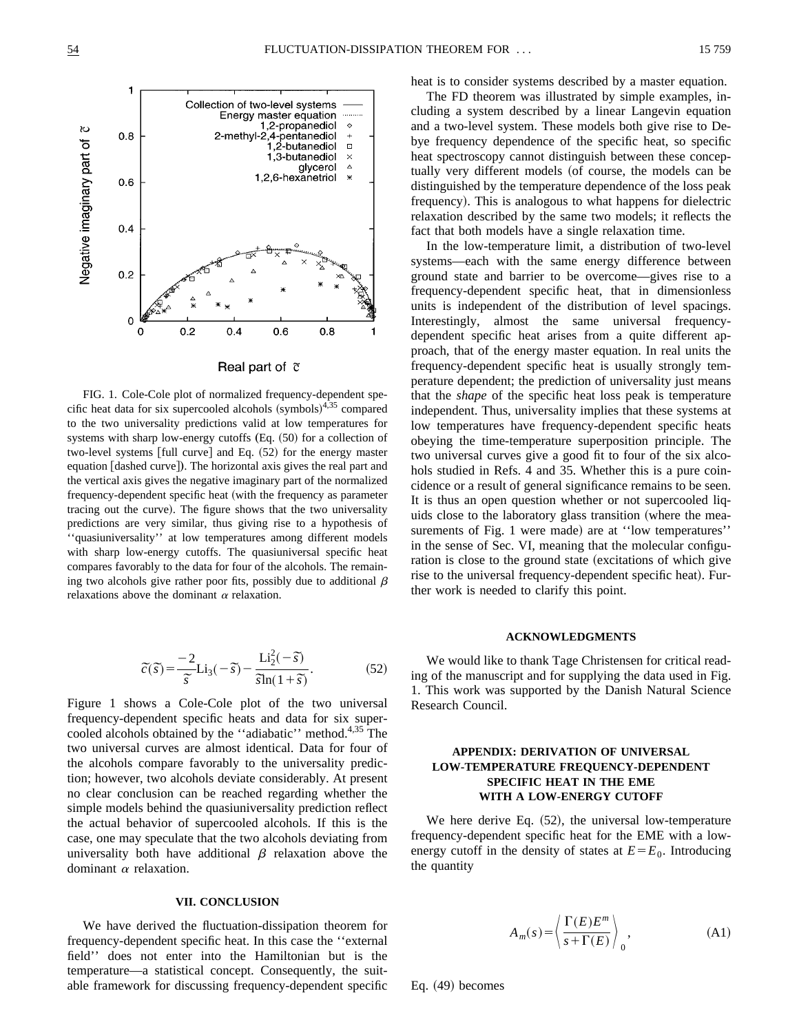FIG. 1. Cole-Cole plot of normalized frequency-dependent specific heat data for six supercooled alcohols (symbols)[4,35] compared to the two universality predictions valid at low temperatures for systems with sharp low-energy cutoffs [Eq. (50) for a collection of two-level systems [full curve] and Eq. (52) for the energy master equation [dashed curve]). The horizontal axis gives the real part and the vertical axis gives the negative imaginary part of the normalized frequency-dependent specific heat (with the frequency as parameter tracing out the curve). The figure shows that the two universality predictions are very similar, thus giving rise to a hypothesis of ''quasiuniversality'' at low temperatures among different models with sharp low-energy cutoffs. The quasiuniversal specific heat compares favorably to the data for four of the alcohols. The remaining two alcohols give rather poor fits, possibly due to additional $\beta$ relaxations above the dominant $\alpha$ relaxation.

$$\tilde{c}(\tilde{s}) = \frac{-2}{\tilde{s}} \mathrm{Li}_3(-\tilde{s}) - \frac{\mathrm{Li}_2^2(-\tilde{s})}{\tilde{s}\ln(1+\tilde{s})}. \tag{52}$$

Figure 1 shows a Cole-Cole plot of the two universal frequency-dependent specific heats and data for six supercooled alcohols obtained by the ''adiabatic'' method.[4,35] The two universal curves are almost identical. Data for four of the alcohols compare favorably to the universality prediction; however, two alcohols deviate considerably. At present no clear conclusion can be reached regarding whether the simple models behind the quasiuniversality prediction reflect the actual behavior of supercooled alcohols. If this is the case, one may speculate that the two alcohols deviating from universality both have additional $\beta$ relaxation above the dominant $\alpha$ relaxation.

## VII. CONCLUSION

We have derived the fluctuation-dissipation theorem for frequency-dependent specific heat. In this case the ''external field'' does not enter into the Hamiltonian but is the temperature—a statistical concept. Consequently, the suitable framework for discussing frequency-dependent specific heat is to consider systems described by a master equation.

The FD theorem was illustrated by simple examples, including a system described by a linear Langevin equation and a two-level system. These models both give rise to Debye frequency dependence of the specific heat, so specific heat spectroscopy cannot distinguish between these conceptually very different models (of course, the models can be distinguished by the temperature dependence of the loss peak frequency). This is analogous to what happens for dielectric relaxation described by the same two models; it reflects the fact that both models have a single relaxation time.

In the low-temperature limit, a distribution of two-level systems—each with the same energy difference between ground state and barrier to be overcome—gives rise to a frequency-dependent specific heat, that in dimensionless units is independent of the distribution of level spacings. Interestingly, almost the same universal frequency-dependent specific heat arises from a quite different approach, that of the energy master equation. In real units the frequency-dependent specific heat is usually strongly temperature dependent; the prediction of universality just means that the *shape* of the specific heat loss peak is temperature independent. Thus, universality implies that these systems at low temperatures have frequency-dependent specific heats obeying the time-temperature superposition principle. The two universal curves give a good fit to four of the six alcohols studied in Refs. 4 and 35. Whether this is a pure coincidence or a result of general significance remains to be seen. It is thus an open question whether or not supercooled liquids close to the laboratory glass transition (where the measurements of Fig. 1 were made) are at ''low temperatures'' in the sense of Sec. VI, meaning that the molecular configuration is close to the ground state (excitations of which give rise to the universal frequency-dependent specific heat). Further work is needed to clarify this point.

## ACKNOWLEDGMENTS

We would like to thank Tage Christensen for critical reading of the manuscript and for supplying the data used in Fig. 1. This work was supported by the Danish Natural Science Research Council.

## APPENDIX: DERIVATION OF UNIVERSAL LOW-TEMPERATURE FREQUENCY-DEPENDENT SPECIFIC HEAT IN THE EME WITH A LOW-ENERGY CUTOFF

We here derive Eq. (52), the universal low-temperature frequency-dependent specific heat for the EME with a low-energy cutoff in the density of states at $E=E_0$. Introducing the quantity

$$A_m(s) = \left\langle \frac{\Gamma(E)E^m}{s+\Gamma(E)} \right\rangle_0, \tag{A1}$$

Eq. (49) becomes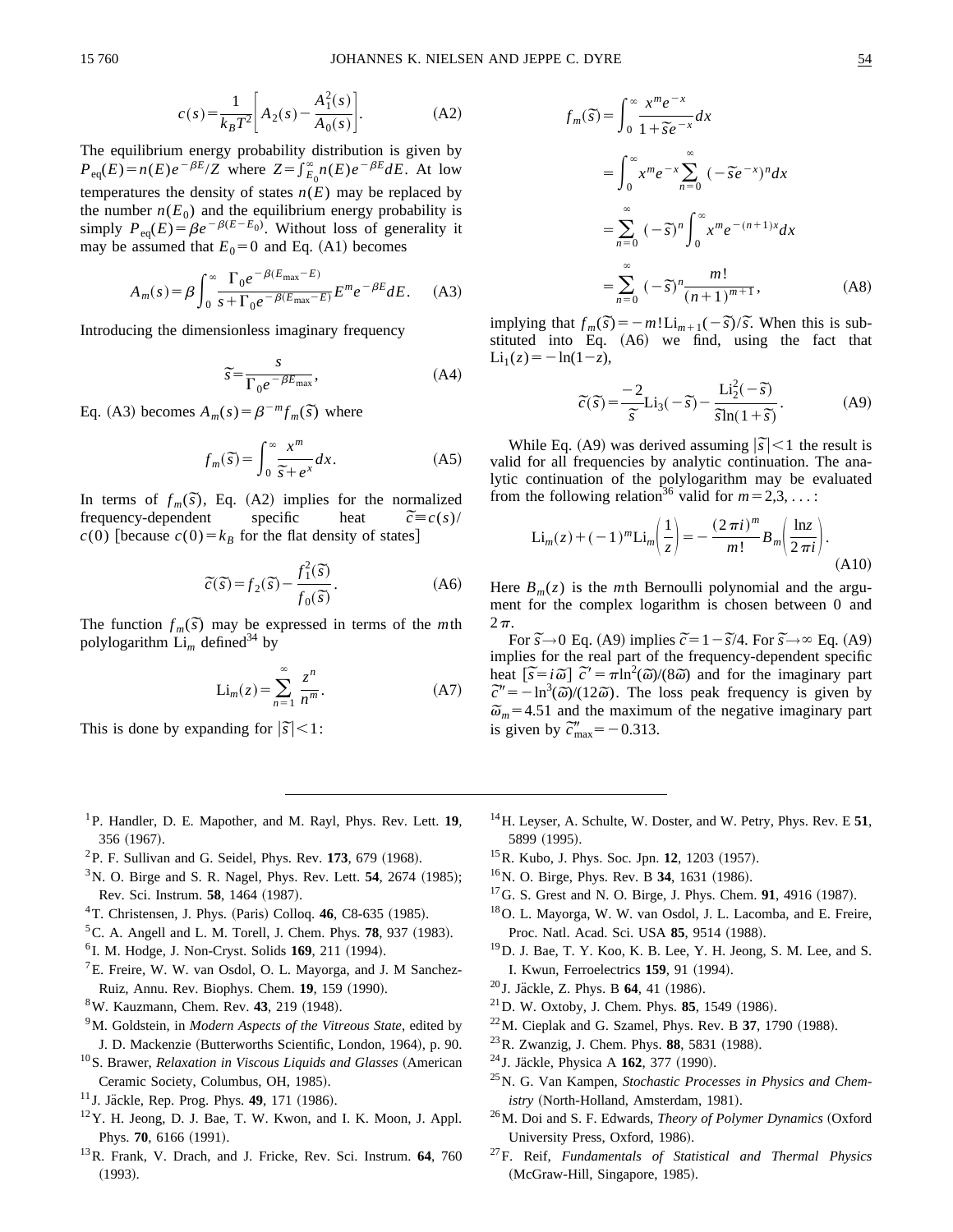$$c(s)=\frac{1}{k_BT^2}\left[A_2(s)-\frac{A_1^2(s)}{A_0(s)}\right]. \quad \text{(A2)}$$

The equilibrium energy probability distribution is given by $P_{\rm eq}(E)=n(E)e^{-\beta E}/Z$ where $Z=\int_{E_0}^{\infty}n(E)e^{-\beta E}dE$. At low temperatures the density of states $n(E)$ may be replaced by the number $n(E_0)$ and the equilibrium energy probability is simply $P_{\rm eq}(E)=\beta e^{-\beta(E-E_0)}$. Without loss of generality it may be assumed that $E_0=0$ and Eq. (A1) becomes

$$A_m(s)=\beta\int_0^{\infty}\frac{\Gamma_0 e^{-\beta(E_{\max}-E)}}{s+\Gamma_0 e^{-\beta(E_{\max}-E)}}E^m e^{-\beta E}dE. \quad \text{(A3)}$$

Introducing the dimensionless imaginary frequency

$$\tilde{s}=\frac{s}{\Gamma_0 e^{-\beta E_{\max}}}, \quad \text{(A4)}$$

Eq. (A3) becomes $A_m(s)=\beta^{-m}f_m(\tilde{s})$ where

$$f_m(\tilde{s})=\int_0^{\infty}\frac{x^m}{\tilde{s}+e^x}dx. \quad \text{(A5)}$$

In terms of $f_m(\tilde{s})$, Eq. (A2) implies for the normalized frequency-dependent specific heat $\tilde{c}\equiv c(s)/c(0)$ [because $c(0)=k_B$ for the flat density of states]

$$\tilde{c}(\tilde{s})=f_2(\tilde{s})-\frac{f_1^2(\tilde{s})}{f_0(\tilde{s})}. \quad \text{(A6)}$$

The function $f_m(\tilde{s})$ may be expressed in terms of the $m$th polylogarithm $\mathrm{Li}_m$ defined[34] by

$$\mathrm{Li}_m(z)=\sum_{n=1}^{\infty}\frac{z^n}{n^m}. \quad \text{(A7)}$$

This is done by expanding for $|\tilde{s}|<1$:

$$\begin{aligned}
f_m(\tilde{s})&=\int_0^{\infty}\frac{x^m e^{-x}}{1+\tilde{s}e^{-x}}dx\\
&=\int_0^{\infty}x^m e^{-x}\sum_{n=0}^{\infty}(-\tilde{s}e^{-x})^n dx\\
&=\sum_{n=0}^{\infty}(-\tilde{s})^n\int_0^{\infty}x^m e^{-(n+1)x}dx\\
&=\sum_{n=0}^{\infty}(-\tilde{s})^n\frac{m!}{(n+1)^{m+1}},
\end{aligned} \quad \text{(A8)}$$

implying that $f_m(\tilde{s})=-m!\,\mathrm{Li}_{m+1}(-\tilde{s})/\tilde{s}$. When this is substituted into Eq. (A6) we find, using the fact that $\mathrm{Li}_1(z)=-\ln(1-z)$,

$$\tilde{c}(\tilde{s})=\frac{-2}{\tilde{s}}\mathrm{Li}_3(-\tilde{s})-\frac{\mathrm{Li}_2^2(-\tilde{s})}{\tilde{s}\ln(1+\tilde{s})}. \quad \text{(A9)}$$

While Eq. (A9) was derived assuming $|\tilde{s}|<1$ the result is valid for all frequencies by analytic continuation. The analytic continuation of the polylogarithm may be evaluated from the following relation[36] valid for $m=2,3,\ldots$:

$$\mathrm{Li}_m(z)+(-1)^m\mathrm{Li}_m\left(\frac{1}{z}\right)=-\frac{(2\pi i)^m}{m!}B_m\left(\frac{\ln z}{2\pi i}\right). \quad \text{(A10)}$$

Here $B_m(z)$ is the $m$th Bernoulli polynomial and the argument for the complex logarithm is chosen between 0 and $2\pi$.

For $\tilde{s}\to 0$ Eq. (A9) implies $\tilde{c}=1-\tilde{s}/4$. For $\tilde{s}\to\infty$ Eq. (A9) implies for the real part of the frequency-dependent specific heat $[\tilde{s}=i\tilde{\omega}]$ $\tilde{c}'=\pi\ln^2(\tilde{\omega})/(8\tilde{\omega})$ and for the imaginary part $\tilde{c}''=-\ln^3(\tilde{\omega})/(12\tilde{\omega})$. The loss peak frequency is given by $\tilde{\omega}_m=4.51$ and the maximum of the negative imaginary part is given by $\tilde{c}''_{\max}=-0.313$.

---

[1] P. Handler, D. E. Mapother, and M. Rayl, Phys. Rev. Lett. **19**, 356 (1967).

[2] P. F. Sullivan and G. Seidel, Phys. Rev. **173**, 679 (1968).

[3] N. O. Birge and S. R. Nagel, Phys. Rev. Lett. **54**, 2674 (1985); Rev. Sci. Instrum. **58**, 1464 (1987).

[4] T. Christensen, J. Phys. (Paris) Colloq. **46**, C8-635 (1985).

[5] C. A. Angell and L. M. Torell, J. Chem. Phys. **78**, 937 (1983).

[6] I. M. Hodge, J. Non-Cryst. Solids **169**, 211 (1994).

[7] E. Freire, W. W. van Osdol, O. L. Mayorga, and J. M Sanchez-Ruiz, Annu. Rev. Biophys. Chem. **19**, 159 (1990).

[8] W. Kauzmann, Chem. Rev. **43**, 219 (1948).

[9] M. Goldstein, in *Modern Aspects of the Vitreous State*, edited by J. D. Mackenzie (Butterworths Scientific, London, 1964), p. 90.

[10] S. Brawer, *Relaxation in Viscous Liquids and Glasses* (American Ceramic Society, Columbus, OH, 1985).

[11] J. Jäckle, Rep. Prog. Phys. **49**, 171 (1986).

[12] Y. H. Jeong, D. J. Bae, T. W. Kwon, and I. K. Moon, J. Appl. Phys. **70**, 6166 (1991).

[13] R. Frank, V. Drach, and J. Fricke, Rev. Sci. Instrum. **64**, 760 (1993).

[14] H. Leyser, A. Schulte, W. Doster, and W. Petry, Phys. Rev. E **51**, 5899 (1995).

[15] R. Kubo, J. Phys. Soc. Jpn. **12**, 1203 (1957).

[16] N. O. Birge, Phys. Rev. B **34**, 1631 (1986).

[17] G. S. Grest and N. O. Birge, J. Phys. Chem. **91**, 4916 (1987).

[18] O. L. Mayorga, W. W. van Osdol, J. L. Lacomba, and E. Freire, Proc. Natl. Acad. Sci. USA **85**, 9514 (1988).

[19] D. J. Bae, T. Y. Koo, K. B. Lee, Y. H. Jeong, S. M. Lee, and S. I. Kwun, Ferroelectrics **159**, 91 (1994).

[20] J. Jäckle, Z. Phys. B **64**, 41 (1986).

[21] D. W. Oxtoby, J. Chem. Phys. **85**, 1549 (1986).

[22] M. Cieplak and G. Szamel, Phys. Rev. B **37**, 1790 (1988).

[23] R. Zwanzig, J. Chem. Phys. **88**, 5831 (1988).

[24] J. Jäckle, Physica A **162**, 377 (1990).

[25] N. G. Van Kampen, *Stochastic Processes in Physics and Chemistry* (North-Holland, Amsterdam, 1981).

[26] M. Doi and S. F. Edwards, *Theory of Polymer Dynamics* (Oxford University Press, Oxford, 1986).

[27] F. Reif, *Fundamentals of Statistical and Thermal Physics* (McGraw-Hill, Singapore, 1985).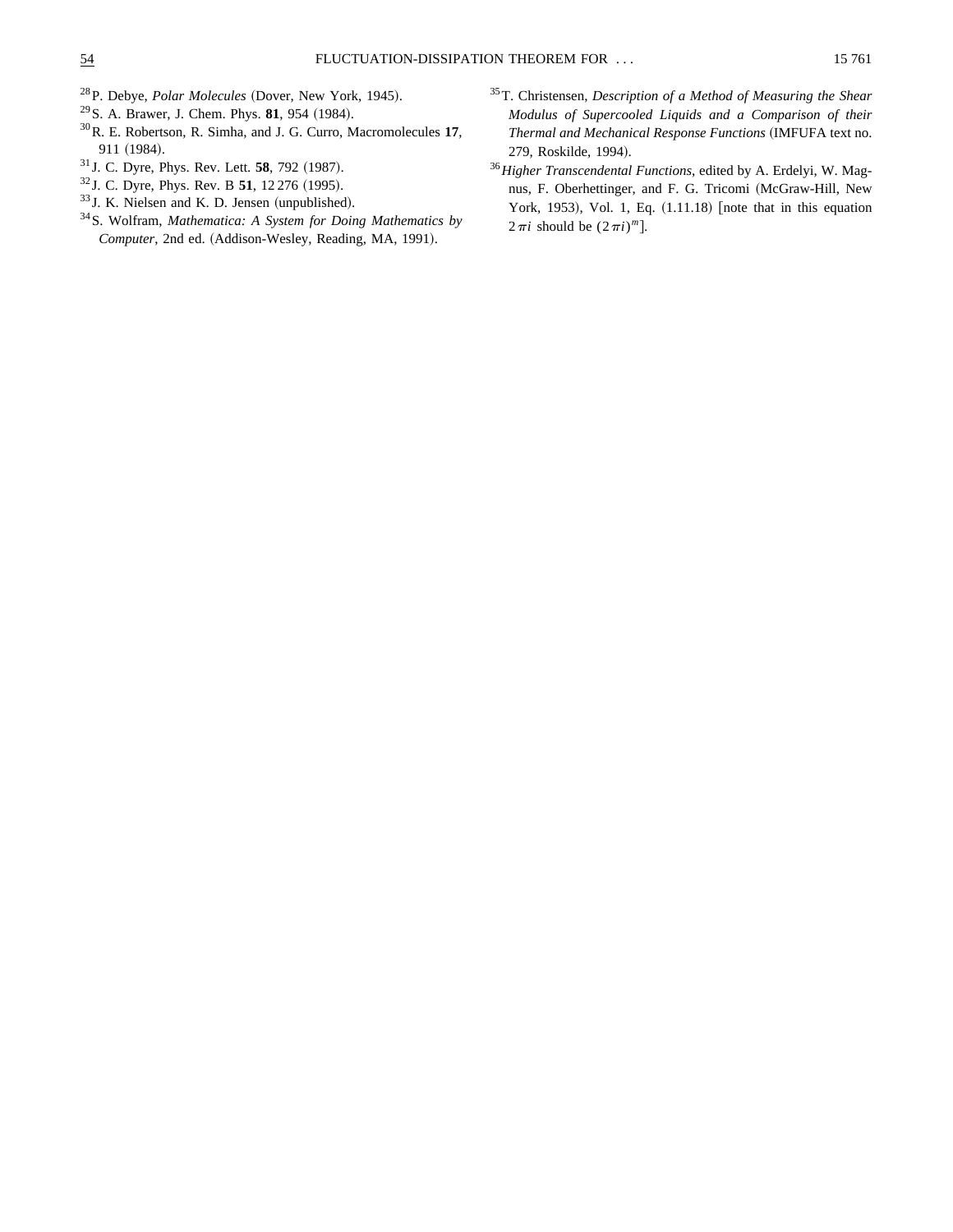[28] P. Debye, *Polar Molecules* (Dover, New York, 1945).

[29] S. A. Brawer, J. Chem. Phys. **81**, 954 (1984).

[30] R. E. Robertson, R. Simha, and J. G. Curro, Macromolecules **17**, 911 (1984).

[31] J. C. Dyre, Phys. Rev. Lett. **58**, 792 (1987).

[32] J. C. Dyre, Phys. Rev. B **51**, 12 276 (1995).

[33] J. K. Nielsen and K. D. Jensen (unpublished).

[34] S. Wolfram, *Mathematica: A System for Doing Mathematics by Computer*, 2nd ed. (Addison-Wesley, Reading, MA, 1991).

[35] T. Christensen, *Description of a Method of Measuring the Shear Modulus of Supercooled Liquids and a Comparison of their Thermal and Mechanical Response Functions* (IMFUFA text no. 279, Roskilde, 1994).

[36] *Higher Transcendental Functions*, edited by A. Erdelyi, W. Magnus, F. Oberhettinger, and F. G. Tricomi (McGraw-Hill, New York, 1953), Vol. 1, Eq. (1.11.18) [note that in this equation $2\pi i$ should be $(2\pi i)^m$].